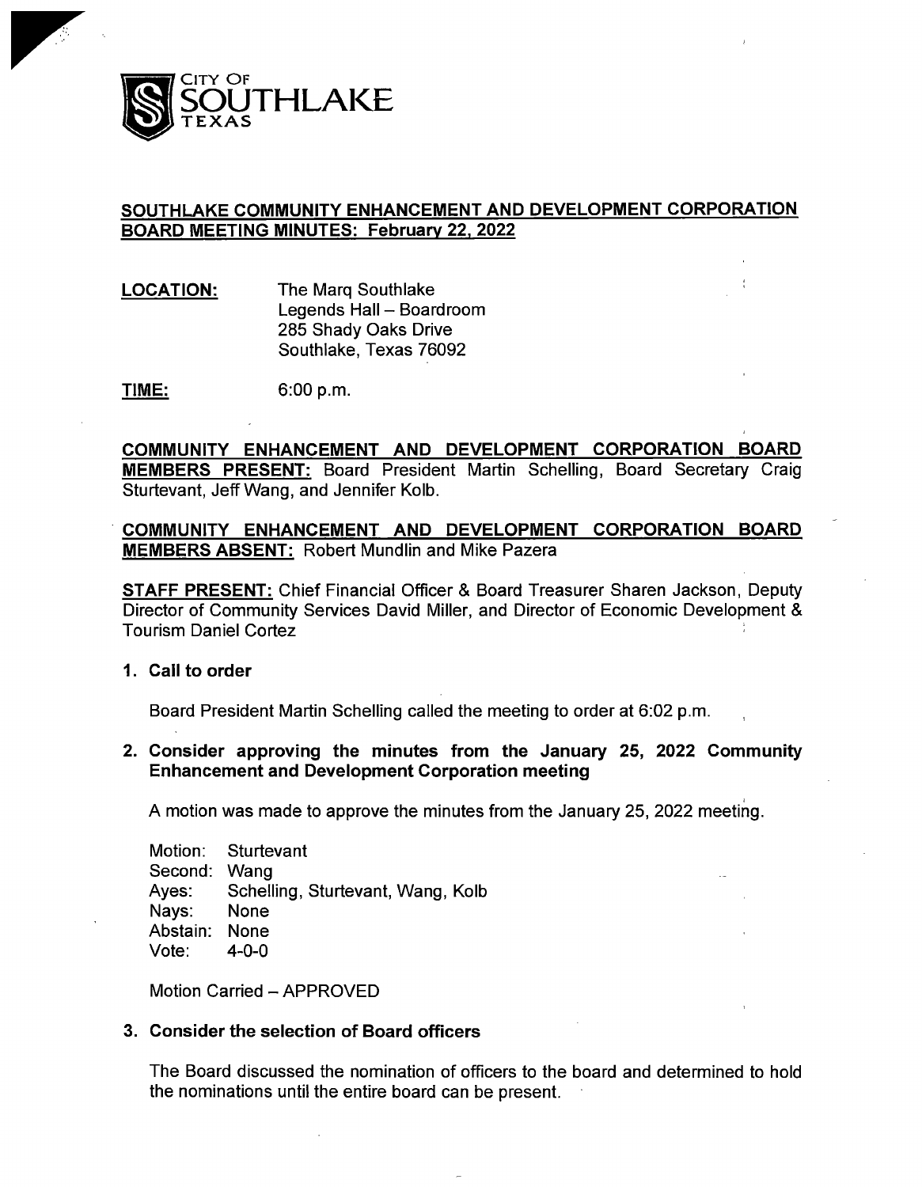CITY OF SOUTHLAKE TEXAS

## SOUTHLAKE COMMUNITY ENHANCEMENT AND DEVELOPMENT CORPORATION BOARD MEETING MINUTES: February 22, 2022

**LOCATION:** The Marq Southlake
Legends Hall – Boardroom
285 Shady Oaks Drive
Southlake, Texas 76092

**TIME:** 6:00 p.m.

**COMMUNITY ENHANCEMENT AND DEVELOPMENT CORPORATION BOARD MEMBERS PRESENT:** Board President Martin Schelling, Board Secretary Craig Sturtevant, Jeff Wang, and Jennifer Kolb.

**COMMUNITY ENHANCEMENT AND DEVELOPMENT CORPORATION BOARD MEMBERS ABSENT:** Robert Mundlin and Mike Pazera

**STAFF PRESENT:** Chief Financial Officer & Board Treasurer Sharen Jackson, Deputy Director of Community Services David Miller, and Director of Economic Development & Tourism Daniel Cortez

**1. Call to order**

Board President Martin Schelling called the meeting to order at 6:02 p.m.

**2. Consider approving the minutes from the January 25, 2022 Community Enhancement and Development Corporation meeting**

A motion was made to approve the minutes from the January 25, 2022 meeting.

Motion: Sturtevant
Second: Wang
Ayes: Schelling, Sturtevant, Wang, Kolb
Nays: None
Abstain: None
Vote: 4-0-0

Motion Carried – APPROVED

**3. Consider the selection of Board officers**

The Board discussed the nomination of officers to the board and determined to hold the nominations until the entire board can be present.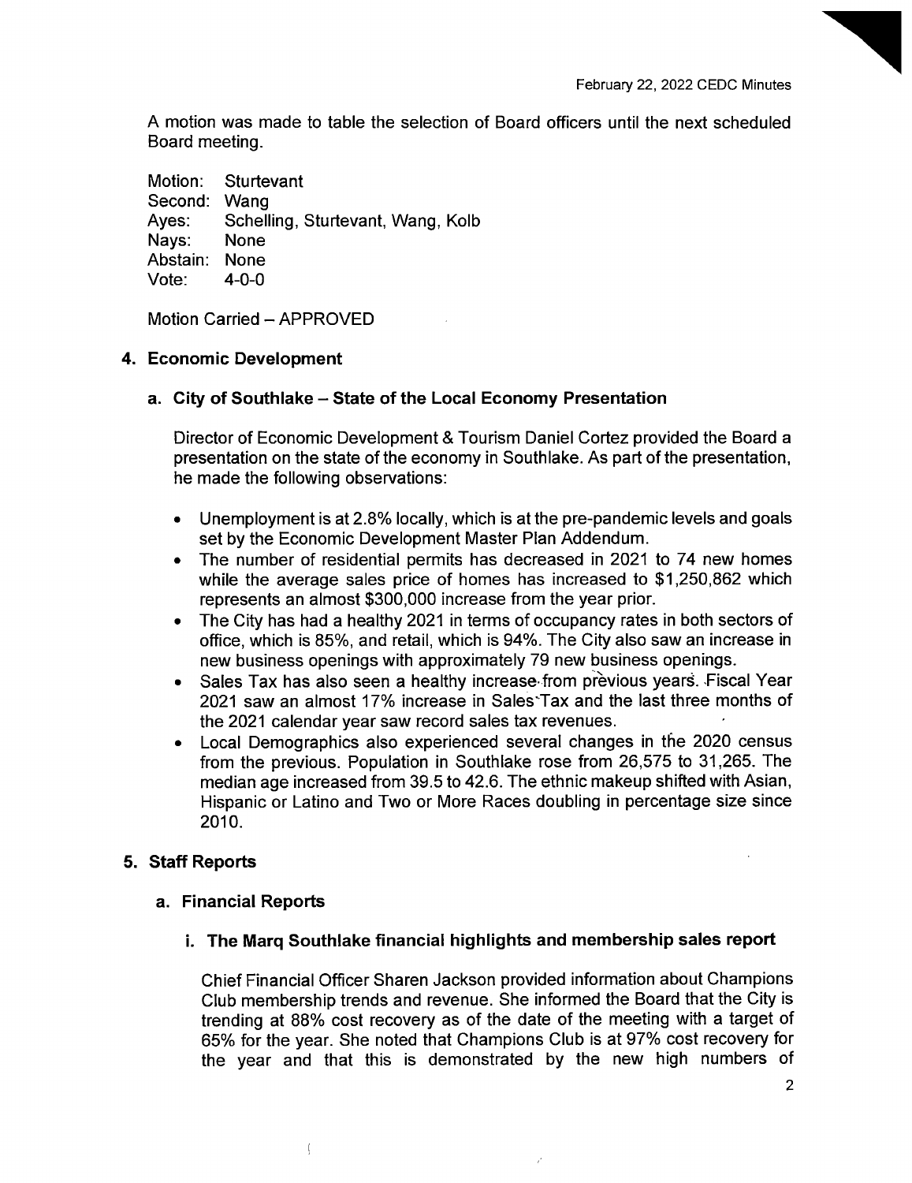A motion was made to table the selection of Board officers until the next scheduled Board meeting.

Motion: Sturtevant
Second: Wang
Ayes: Schelling, Sturtevant, Wang, Kolb
Nays: None
Abstain: None
Vote: 4-0-0

Motion Carried – APPROVED

## 4. Economic Development

### a. City of Southlake – State of the Local Economy Presentation

Director of Economic Development & Tourism Daniel Cortez provided the Board a presentation on the state of the economy in Southlake. As part of the presentation, he made the following observations:

- Unemployment is at 2.8% locally, which is at the pre-pandemic levels and goals set by the Economic Development Master Plan Addendum.
- The number of residential permits has decreased in 2021 to 74 new homes while the average sales price of homes has increased to $1,250,862 which represents an almost $300,000 increase from the year prior.
- The City has had a healthy 2021 in terms of occupancy rates in both sectors of office, which is 85%, and retail, which is 94%. The City also saw an increase in new business openings with approximately 79 new business openings.
- Sales Tax has also seen a healthy increase from previous years. Fiscal Year 2021 saw an almost 17% increase in Sales Tax and the last three months of the 2021 calendar year saw record sales tax revenues.
- Local Demographics also experienced several changes in the 2020 census from the previous. Population in Southlake rose from 26,575 to 31,265. The median age increased from 39.5 to 42.6. The ethnic makeup shifted with Asian, Hispanic or Latino and Two or More Races doubling in percentage size since 2010.

## 5. Staff Reports

### a. Financial Reports

#### i. The Marq Southlake financial highlights and membership sales report

Chief Financial Officer Sharen Jackson provided information about Champions Club membership trends and revenue. She informed the Board that the City is trending at 88% cost recovery as of the date of the meeting with a target of 65% for the year. She noted that Champions Club is at 97% cost recovery for the year and that this is demonstrated by the new high numbers of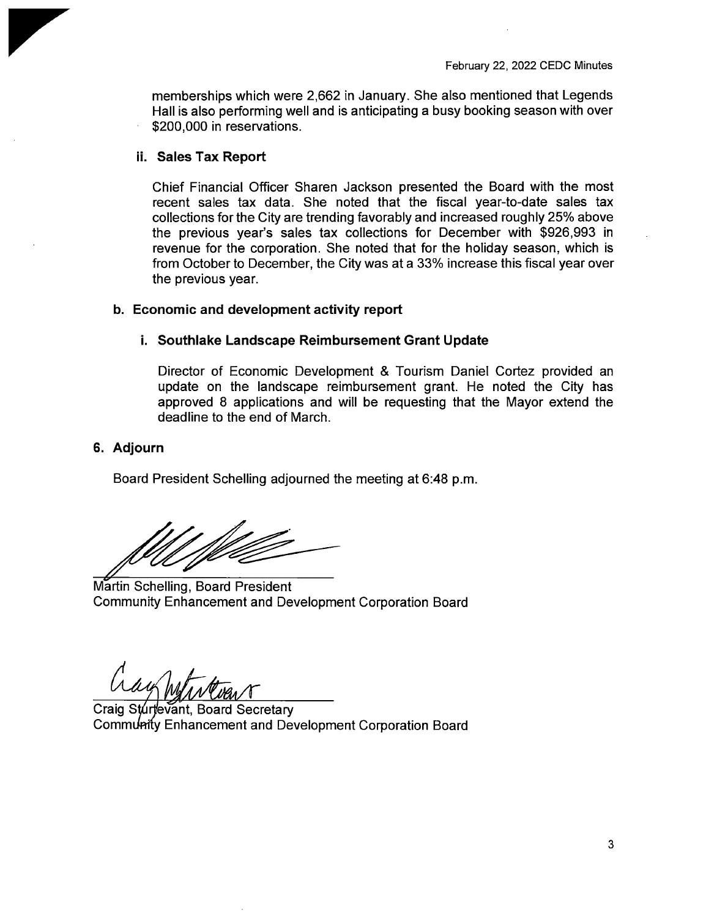memberships which were 2,662 in January. She also mentioned that Legends Hall is also performing well and is anticipating a busy booking season with over $200,000 in reservations.

#### ii. Sales Tax Report

Chief Financial Officer Sharen Jackson presented the Board with the most recent sales tax data. She noted that the fiscal year-to-date sales tax collections for the City are trending favorably and increased roughly 25% above the previous year's sales tax collections for December with $926,993 in revenue for the corporation. She noted that for the holiday season, which is from October to December, the City was at a 33% increase this fiscal year over the previous year.

### b. Economic and development activity report

#### i. Southlake Landscape Reimbursement Grant Update

Director of Economic Development & Tourism Daniel Cortez provided an update on the landscape reimbursement grant. He noted the City has approved 8 applications and will be requesting that the Mayor extend the deadline to the end of March.

## 6. Adjourn

Board President Schelling adjourned the meeting at 6:48 p.m.

Martin Schelling, Board President
Community Enhancement and Development Corporation Board

Craig Sturtevant, Board Secretary
Community Enhancement and Development Corporation Board